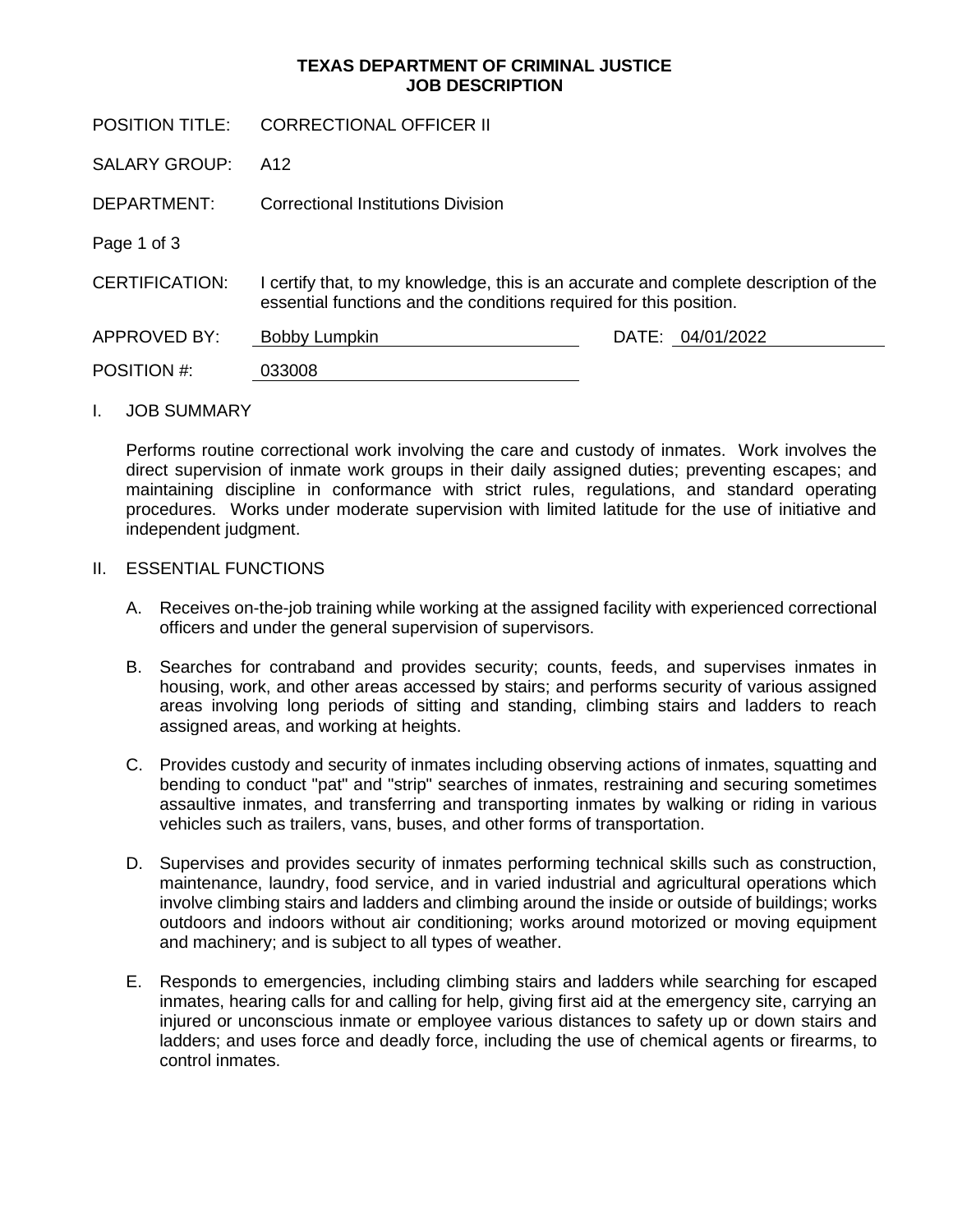# TEXAS DEPARTMENT OF CRIMINAL JUSTICE
# JOB DESCRIPTION

| | |
|---|---|
| POSITION TITLE: | CORRECTIONAL OFFICER II |
| SALARY GROUP: | A12 |
| DEPARTMENT: | Correctional Institutions Division |

Page 1 of 3

| | | | |
|---|---|---|---|
| CERTIFICATION: | I certify that, to my knowledge, this is an accurate and complete description of the essential functions and the conditions required for this position. | | |
| APPROVED BY: | Bobby Lumpkin | DATE: | 04/01/2022 |
| POSITION #: | 033008 | | |

## I. JOB SUMMARY

Performs routine correctional work involving the care and custody of inmates. Work involves the direct supervision of inmate work groups in their daily assigned duties; preventing escapes; and maintaining discipline in conformance with strict rules, regulations, and standard operating procedures. Works under moderate supervision with limited latitude for the use of initiative and independent judgment.

## II. ESSENTIAL FUNCTIONS

A. Receives on-the-job training while working at the assigned facility with experienced correctional officers and under the general supervision of supervisors.

B. Searches for contraband and provides security; counts, feeds, and supervises inmates in housing, work, and other areas accessed by stairs; and performs security of various assigned areas involving long periods of sitting and standing, climbing stairs and ladders to reach assigned areas, and working at heights.

C. Provides custody and security of inmates including observing actions of inmates, squatting and bending to conduct "pat" and "strip" searches of inmates, restraining and securing sometimes assaultive inmates, and transferring and transporting inmates by walking or riding in various vehicles such as trailers, vans, buses, and other forms of transportation.

D. Supervises and provides security of inmates performing technical skills such as construction, maintenance, laundry, food service, and in varied industrial and agricultural operations which involve climbing stairs and ladders and climbing around the inside or outside of buildings; works outdoors and indoors without air conditioning; works around motorized or moving equipment and machinery; and is subject to all types of weather.

E. Responds to emergencies, including climbing stairs and ladders while searching for escaped inmates, hearing calls for and calling for help, giving first aid at the emergency site, carrying an injured or unconscious inmate or employee various distances to safety up or down stairs and ladders; and uses force and deadly force, including the use of chemical agents or firearms, to control inmates.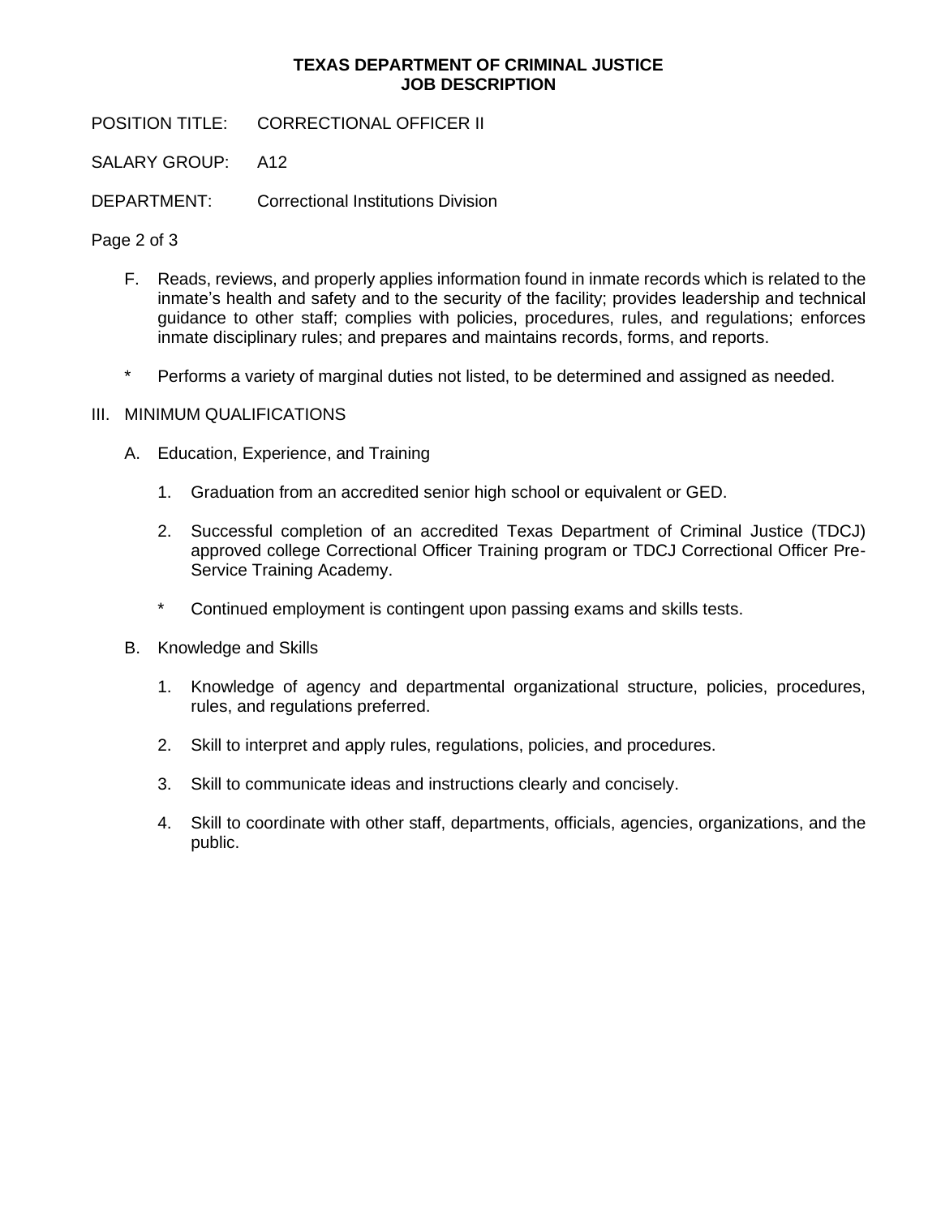F. Reads, reviews, and properly applies information found in inmate records which is related to the inmate's health and safety and to the security of the facility; provides leadership and technical guidance to other staff; complies with policies, procedures, rules, and regulations; enforces inmate disciplinary rules; and prepares and maintains records, forms, and reports.

\* Performs a variety of marginal duties not listed, to be determined and assigned as needed.

## III. MINIMUM QUALIFICATIONS

### A. Education, Experience, and Training

1. Graduation from an accredited senior high school or equivalent or GED.

2. Successful completion of an accredited Texas Department of Criminal Justice (TDCJ) approved college Correctional Officer Training program or TDCJ Correctional Officer Pre-Service Training Academy.

\* Continued employment is contingent upon passing exams and skills tests.

### B. Knowledge and Skills

1. Knowledge of agency and departmental organizational structure, policies, procedures, rules, and regulations preferred.

2. Skill to interpret and apply rules, regulations, policies, and procedures.

3. Skill to communicate ideas and instructions clearly and concisely.

4. Skill to coordinate with other staff, departments, officials, agencies, organizations, and the public.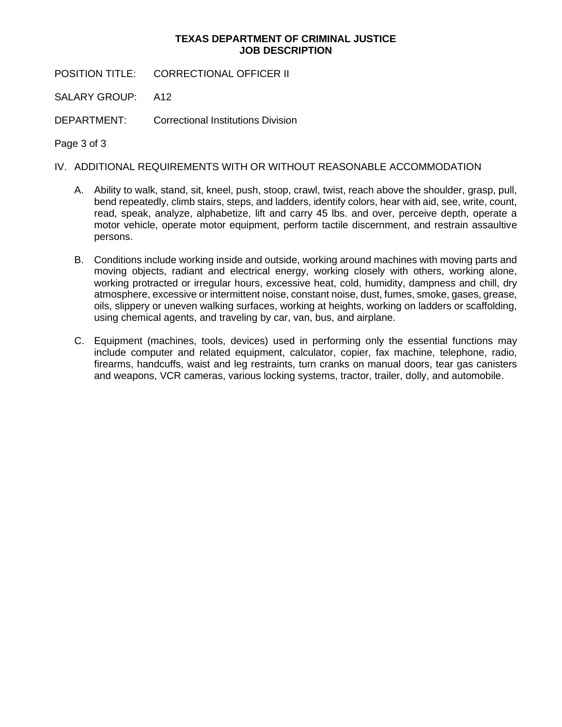**TEXAS DEPARTMENT OF CRIMINAL JUSTICE**
**JOB DESCRIPTION**

POSITION TITLE: CORRECTIONAL OFFICER II

SALARY GROUP: A12

DEPARTMENT: Correctional Institutions Division

IV. ADDITIONAL REQUIREMENTS WITH OR WITHOUT REASONABLE ACCOMMODATION

A. Ability to walk, stand, sit, kneel, push, stoop, crawl, twist, reach above the shoulder, grasp, pull, bend repeatedly, climb stairs, steps, and ladders, identify colors, hear with aid, see, write, count, read, speak, analyze, alphabetize, lift and carry 45 lbs. and over, perceive depth, operate a motor vehicle, operate motor equipment, perform tactile discernment, and restrain assaultive persons.

B. Conditions include working inside and outside, working around machines with moving parts and moving objects, radiant and electrical energy, working closely with others, working alone, working protracted or irregular hours, excessive heat, cold, humidity, dampness and chill, dry atmosphere, excessive or intermittent noise, constant noise, dust, fumes, smoke, gases, grease, oils, slippery or uneven walking surfaces, working at heights, working on ladders or scaffolding, using chemical agents, and traveling by car, van, bus, and airplane.

C. Equipment (machines, tools, devices) used in performing only the essential functions may include computer and related equipment, calculator, copier, fax machine, telephone, radio, firearms, handcuffs, waist and leg restraints, turn cranks on manual doors, tear gas canisters and weapons, VCR cameras, various locking systems, tractor, trailer, dolly, and automobile.